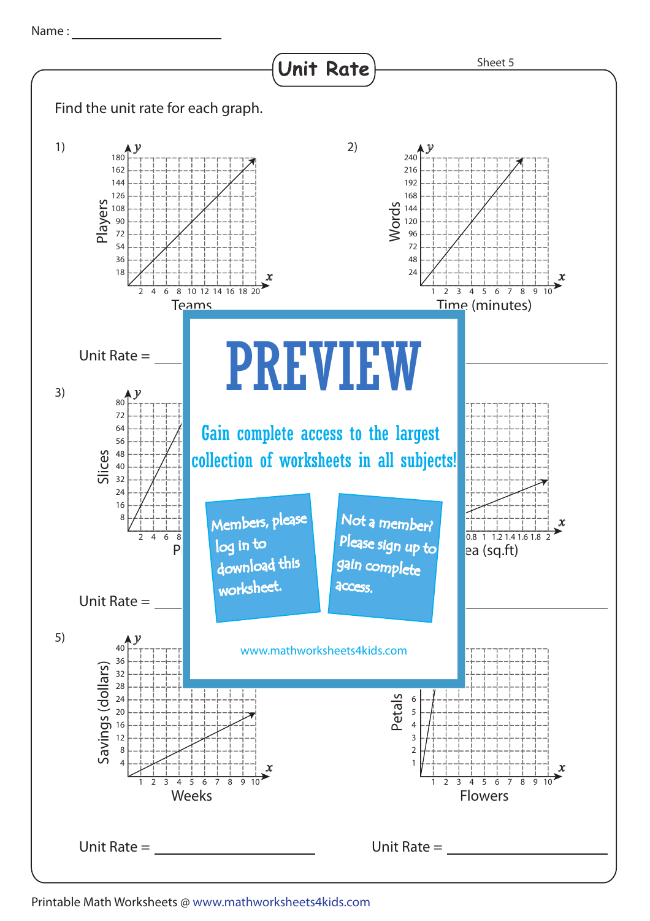Name : ____________________

# Unit Rate

Sheet 5

Find the unit rate for each graph.

1)

y: Players — 18, 36, 54, 72, 90, 108, 126, 144, 162, 180

x: Teams — 2, 4, 6, 8, 10, 12, 14, 16, 18, 20

Unit Rate = ____________________

2)

y: Words — 24, 48, 72, 96, 120, 144, 168, 192, 216, 240

x: Time (minutes) — 1, 2, 3, 4, 5, 6, 7, 8, 9, 10

Unit Rate = ____________________

3)

y: Slices — 8, 16, 24, 32, 40, 48, 56, 64, 72, 80

x: P… — 2, 4, 6, 8

Unit Rate = ____________________

4)

x: …ea (sq.ft) — 0.8, 1, 1.2, 1.4, 1.6, 1.8, 2

Unit Rate = ____________________

**PREVIEW**

Gain complete access to the largest collection of worksheets in all subjects!

Members, please log in to download this worksheet.

Not a member? Please sign up to gain complete access.

www.mathworksheets4kids.com

5)

y: Savings (dollars) — 4, 8, 12, 16, 20, 24, 28, 32, 36, 40

x: Weeks — 1, 2, 3, 4, 5, 6, 7, 8, 9, 10

Unit Rate = ____________________

6)

y: Petals — 1, 2, 3, 4, 5, 6

x: Flowers — 1, 2, 3, 4, 5, 6, 7, 8, 9, 10

Unit Rate = ____________________

Printable Math Worksheets @ www.mathworksheets4kids.com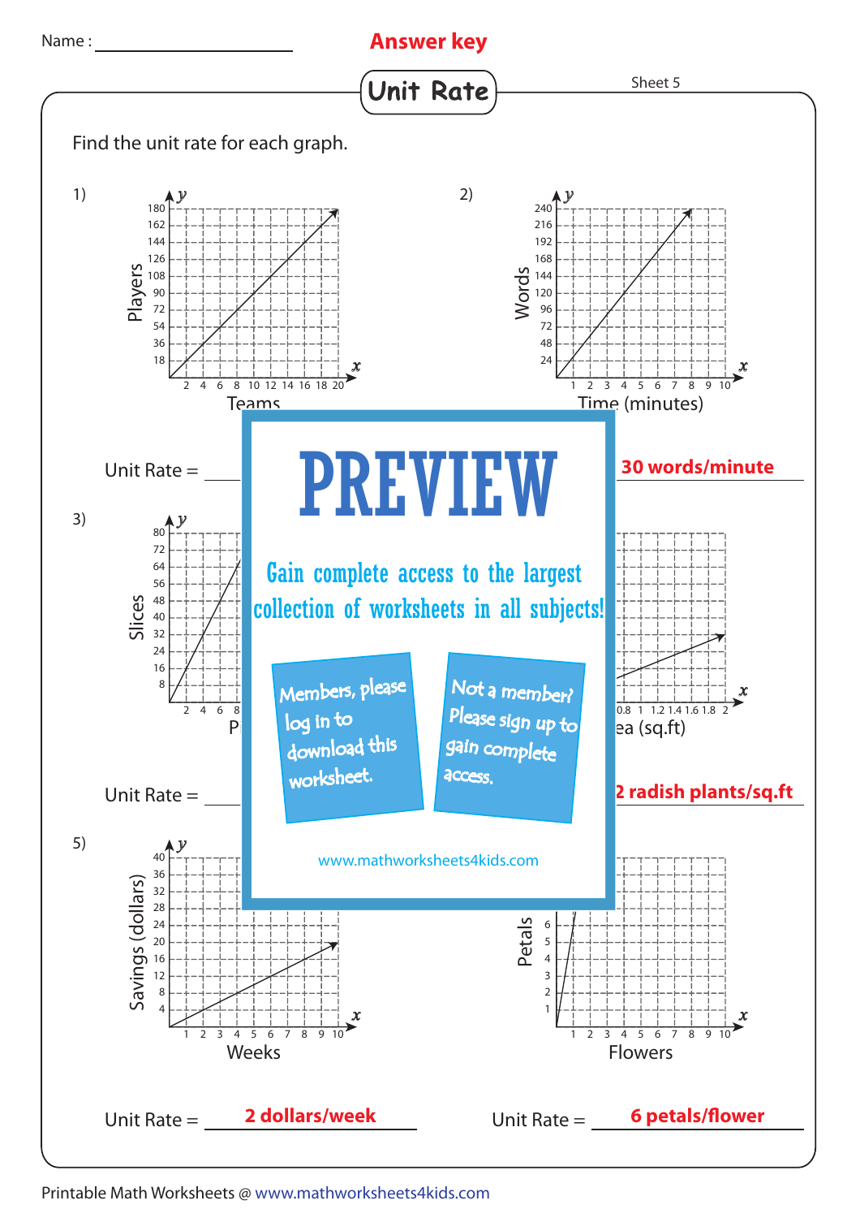Name : ____________________ **Answer key**

# Unit Rate

Sheet 5

Find the unit rate for each graph.

1)

y
180
162
144
126
108
90
72
54
36
18
Players
x
2 4 6 8 10 12 14 16 18 20
Teams

Unit Rate = ____________

2)

y
240
216
192
168
144
120
96
72
48
24
Words
x
1 2 3 4 5 6 7 8 9 10
Time (minutes)

Unit Rate = **30 words/minute**

3)

y
80
72
64
56
48
40
32
24
16
8
Slices
x
2 4 6 8

Unit Rate = ____________

4)

x
0.8 1 1.2 1.4 1.6 1.8 2
ea (sq.ft)

**2 radish plants/sq.ft**

PREVIEW

Gain complete access to the largest collection of worksheets in all subjects!

Members, please log in to download this worksheet.

Not a member? Please sign up to gain complete access.

www.mathworksheets4kids.com

5)

y
40
36
32
28
24
20
16
12
8
4
Savings (dollars)
x
1 2 3 4 5 6 7 8 9 10
Weeks

Unit Rate = **2 dollars/week**

6)

6
5
4
3
2
1
Petals
x
1 2 3 4 5 6 7 8 9 10
Flowers

Unit Rate = **6 petals/flower**

Printable Math Worksheets @ www.mathworksheets4kids.com